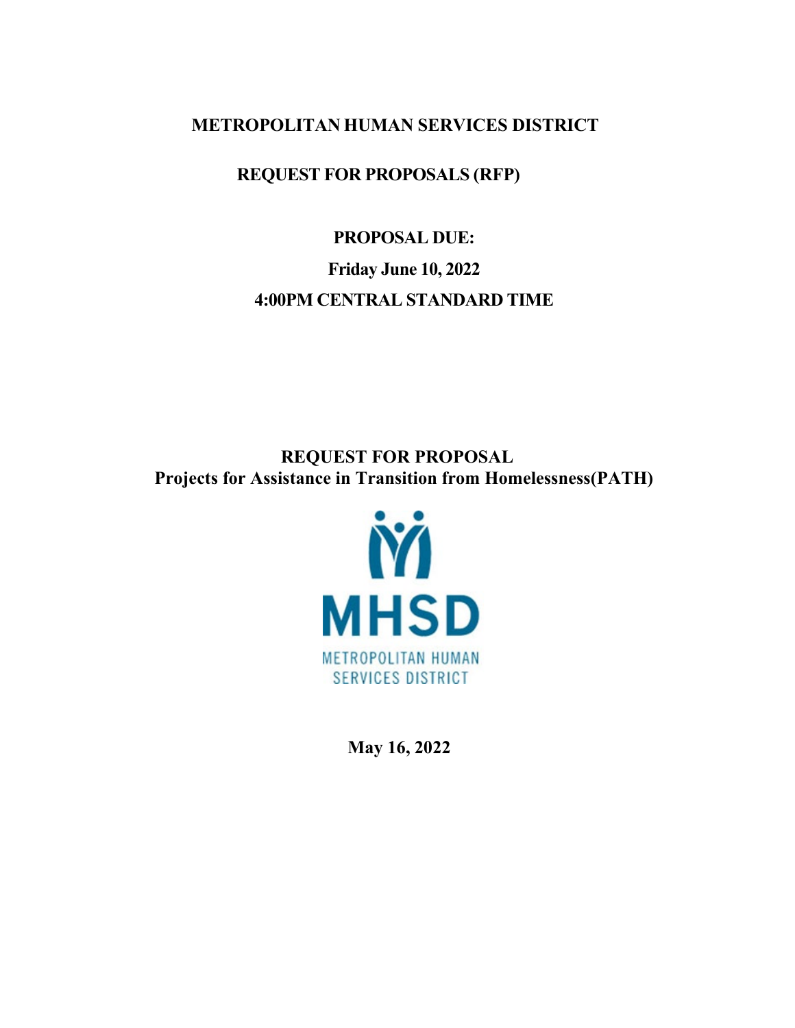# METROPOLITAN HUMAN SERVICES DISTRICT

## REQUEST FOR PROPOSALS (RFP)

**PROPOSAL DUE:**

**Friday June 10, 2022**

**4:00PM CENTRAL STANDARD TIME**

## REQUEST FOR PROPOSAL
## Projects for Assistance in Transition from Homelessness(PATH)

MHSD

METROPOLITAN HUMAN SERVICES DISTRICT

**May 16, 2022**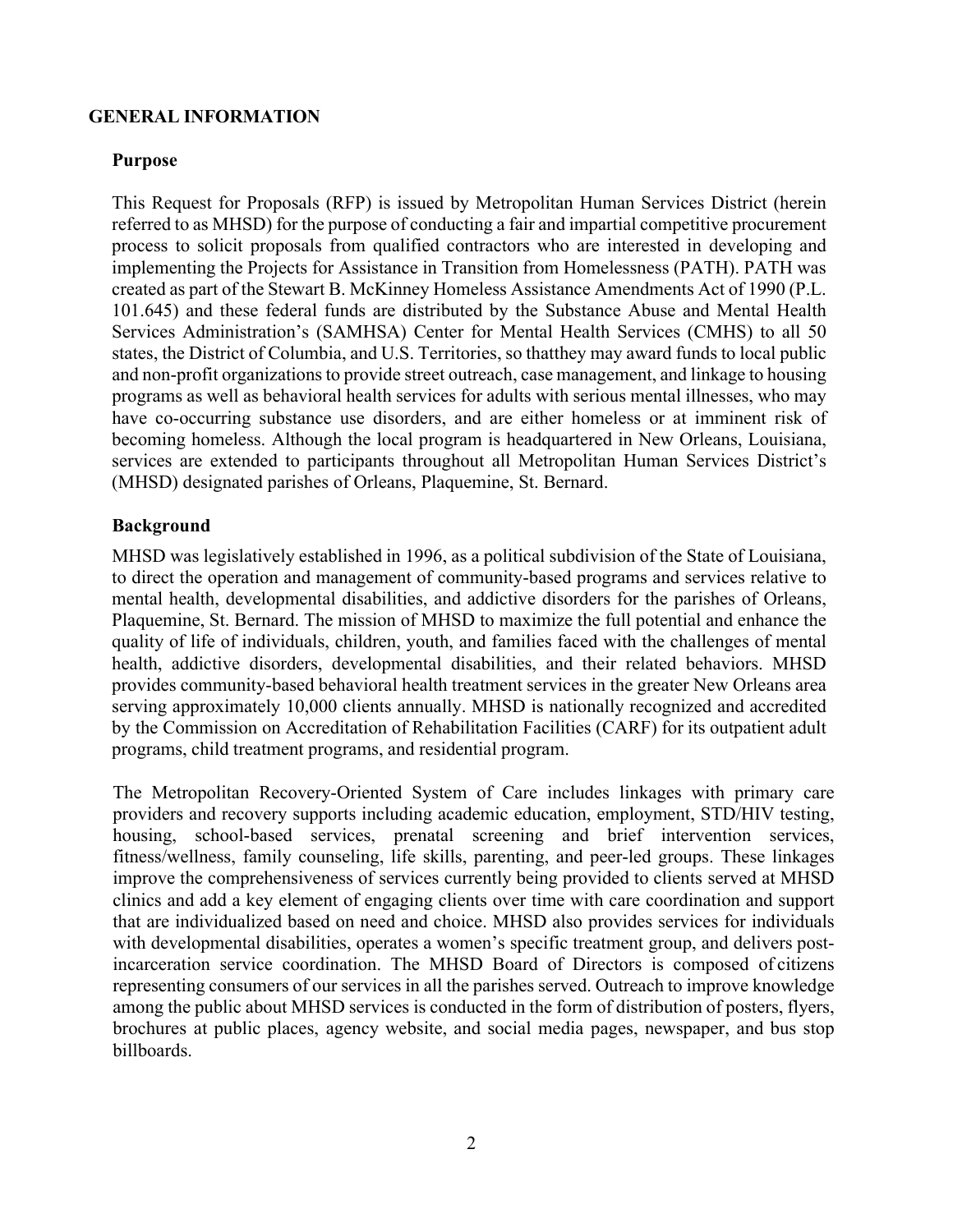## GENERAL INFORMATION

### Purpose

This Request for Proposals (RFP) is issued by Metropolitan Human Services District (herein referred to as MHSD) for the purpose of conducting a fair and impartial competitive procurement process to solicit proposals from qualified contractors who are interested in developing and implementing the Projects for Assistance in Transition from Homelessness (PATH). PATH was created as part of the Stewart B. McKinney Homeless Assistance Amendments Act of 1990 (P.L. 101.645) and these federal funds are distributed by the Substance Abuse and Mental Health Services Administration's (SAMHSA) Center for Mental Health Services (CMHS) to all 50 states, the District of Columbia, and U.S. Territories, so thatthey may award funds to local public and non-profit organizations to provide street outreach, case management, and linkage to housing programs as well as behavioral health services for adults with serious mental illnesses, who may have co-occurring substance use disorders, and are either homeless or at imminent risk of becoming homeless. Although the local program is headquartered in New Orleans, Louisiana, services are extended to participants throughout all Metropolitan Human Services District's (MHSD) designated parishes of Orleans, Plaquemine, St. Bernard.

### Background

MHSD was legislatively established in 1996, as a political subdivision of the State of Louisiana, to direct the operation and management of community-based programs and services relative to mental health, developmental disabilities, and addictive disorders for the parishes of Orleans, Plaquemine, St. Bernard. The mission of MHSD to maximize the full potential and enhance the quality of life of individuals, children, youth, and families faced with the challenges of mental health, addictive disorders, developmental disabilities, and their related behaviors. MHSD provides community-based behavioral health treatment services in the greater New Orleans area serving approximately 10,000 clients annually. MHSD is nationally recognized and accredited by the Commission on Accreditation of Rehabilitation Facilities (CARF) for its outpatient adult programs, child treatment programs, and residential program.

The Metropolitan Recovery-Oriented System of Care includes linkages with primary care providers and recovery supports including academic education, employment, STD/HIV testing, housing, school-based services, prenatal screening and brief intervention services, fitness/wellness, family counseling, life skills, parenting, and peer-led groups. These linkages improve the comprehensiveness of services currently being provided to clients served at MHSD clinics and add a key element of engaging clients over time with care coordination and support that are individualized based on need and choice. MHSD also provides services for individuals with developmental disabilities, operates a women's specific treatment group, and delivers post-incarceration service coordination. The MHSD Board of Directors is composed of citizens representing consumers of our services in all the parishes served. Outreach to improve knowledge among the public about MHSD services is conducted in the form of distribution of posters, flyers, brochures at public places, agency website, and social media pages, newspaper, and bus stop billboards.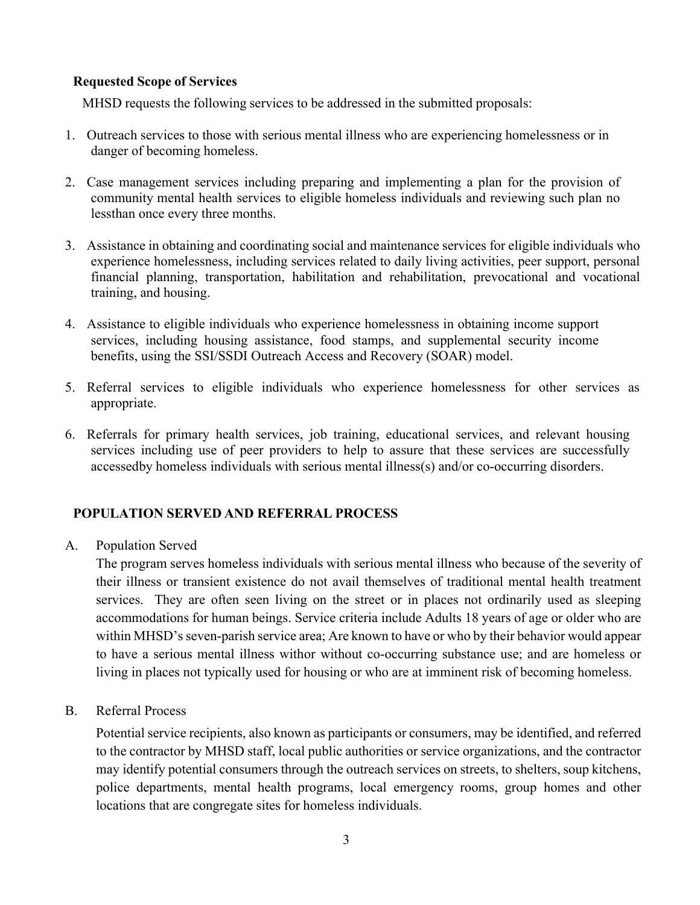**Requested Scope of Services**

MHSD requests the following services to be addressed in the submitted proposals:

1. Outreach services to those with serious mental illness who are experiencing homelessness or in danger of becoming homeless.

2. Case management services including preparing and implementing a plan for the provision of community mental health services to eligible homeless individuals and reviewing such plan no lessthan once every three months.

3. Assistance in obtaining and coordinating social and maintenance services for eligible individuals who experience homelessness, including services related to daily living activities, peer support, personal financial planning, transportation, habilitation and rehabilitation, prevocational and vocational training, and housing.

4. Assistance to eligible individuals who experience homelessness in obtaining income support services, including housing assistance, food stamps, and supplemental security income benefits, using the SSI/SSDI Outreach Access and Recovery (SOAR) model.

5. Referral services to eligible individuals who experience homelessness for other services as appropriate.

6. Referrals for primary health services, job training, educational services, and relevant housing services including use of peer providers to help to assure that these services are successfully accessedby homeless individuals with serious mental illness(s) and/or co-occurring disorders.

## POPULATION SERVED AND REFERRAL PROCESS

A. Population Served

The program serves homeless individuals with serious mental illness who because of the severity of their illness or transient existence do not avail themselves of traditional mental health treatment services. They are often seen living on the street or in places not ordinarily used as sleeping accommodations for human beings. Service criteria include Adults 18 years of age or older who are within MHSD's seven-parish service area; Are known to have or who by their behavior would appear to have a serious mental illness withor without co-occurring substance use; and are homeless or living in places not typically used for housing or who are at imminent risk of becoming homeless.

B. Referral Process

Potential service recipients, also known as participants or consumers, may be identified, and referred to the contractor by MHSD staff, local public authorities or service organizations, and the contractor may identify potential consumers through the outreach services on streets, to shelters, soup kitchens, police departments, mental health programs, local emergency rooms, group homes and other locations that are congregate sites for homeless individuals.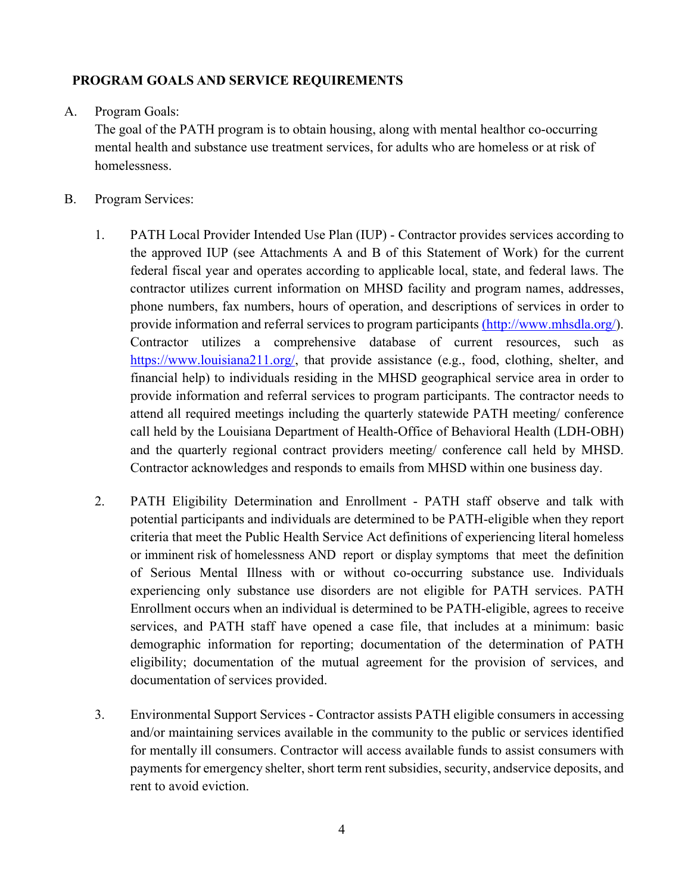## PROGRAM GOALS AND SERVICE REQUIREMENTS

A. Program Goals:
The goal of the PATH program is to obtain housing, along with mental healthor co-occurring mental health and substance use treatment services, for adults who are homeless or at risk of homelessness.

B. Program Services:

1. PATH Local Provider Intended Use Plan (IUP) - Contractor provides services according to the approved IUP (see Attachments A and B of this Statement of Work) for the current federal fiscal year and operates according to applicable local, state, and federal laws. The contractor utilizes current information on MHSD facility and program names, addresses, phone numbers, fax numbers, hours of operation, and descriptions of services in order to provide information and referral services to program participants [(http://www.mhsdla.org/)](http://www.mhsdla.org/). Contractor utilizes a comprehensive database of current resources, such as [https://www.louisiana211.org/](https://www.louisiana211.org/), that provide assistance (e.g., food, clothing, shelter, and financial help) to individuals residing in the MHSD geographical service area in order to provide information and referral services to program participants. The contractor needs to attend all required meetings including the quarterly statewide PATH meeting/ conference call held by the Louisiana Department of Health-Office of Behavioral Health (LDH-OBH) and the quarterly regional contract providers meeting/ conference call held by MHSD. Contractor acknowledges and responds to emails from MHSD within one business day.

2. PATH Eligibility Determination and Enrollment - PATH staff observe and talk with potential participants and individuals are determined to be PATH-eligible when they report criteria that meet the Public Health Service Act definitions of experiencing literal homeless or imminent risk of homelessness AND report or display symptoms that meet the definition of Serious Mental Illness with or without co-occurring substance use. Individuals experiencing only substance use disorders are not eligible for PATH services. PATH Enrollment occurs when an individual is determined to be PATH-eligible, agrees to receive services, and PATH staff have opened a case file, that includes at a minimum: basic demographic information for reporting; documentation of the determination of PATH eligibility; documentation of the mutual agreement for the provision of services, and documentation of services provided.

3. Environmental Support Services - Contractor assists PATH eligible consumers in accessing and/or maintaining services available in the community to the public or services identified for mentally ill consumers. Contractor will access available funds to assist consumers with payments for emergency shelter, short term rent subsidies, security, andservice deposits, and rent to avoid eviction.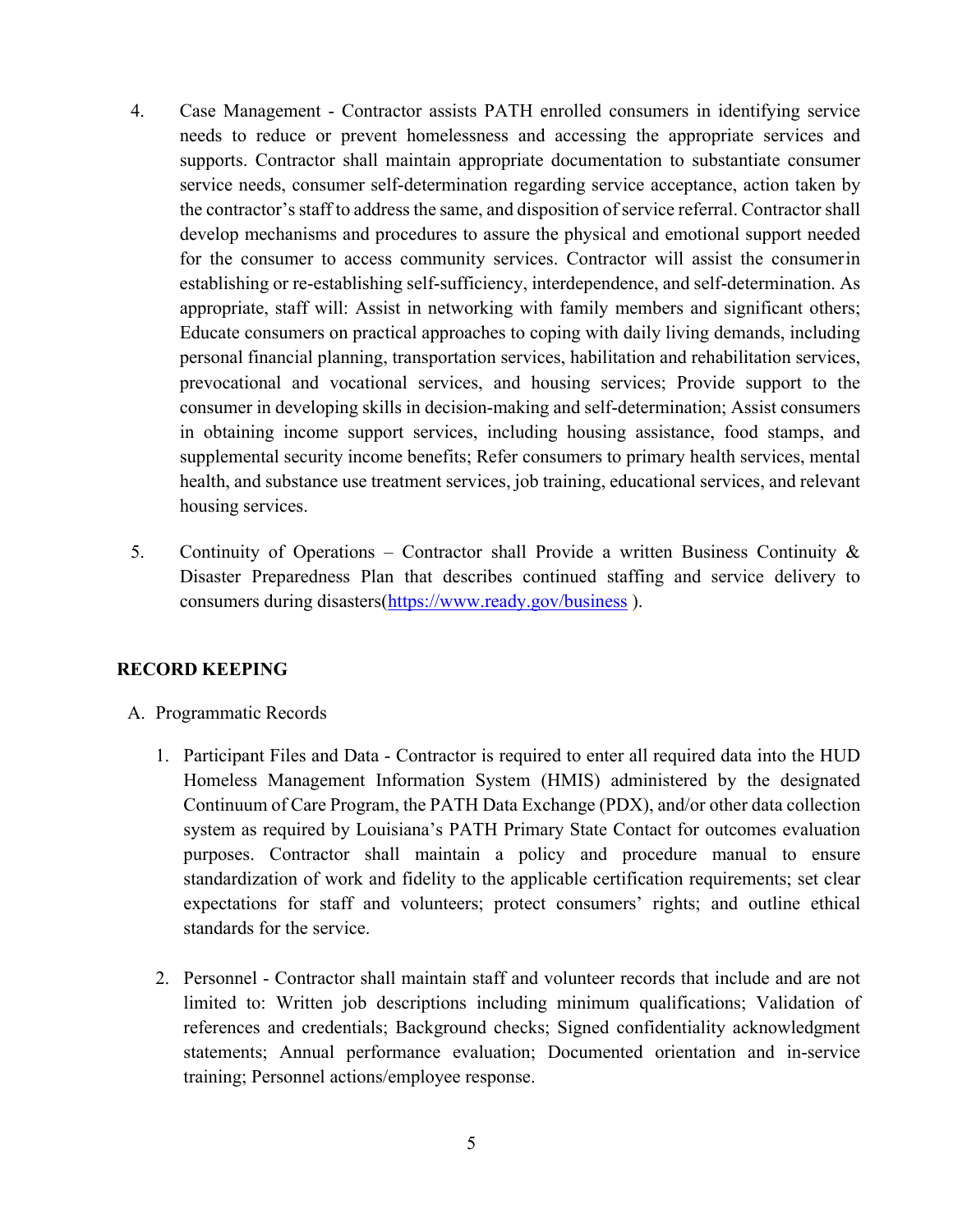4. Case Management - Contractor assists PATH enrolled consumers in identifying service needs to reduce or prevent homelessness and accessing the appropriate services and supports. Contractor shall maintain appropriate documentation to substantiate consumer service needs, consumer self-determination regarding service acceptance, action taken by the contractor's staff to address the same, and disposition of service referral. Contractor shall develop mechanisms and procedures to assure the physical and emotional support needed for the consumer to access community services. Contractor will assist the consumer in establishing or re-establishing self-sufficiency, interdependence, and self-determination. As appropriate, staff will: Assist in networking with family members and significant others; Educate consumers on practical approaches to coping with daily living demands, including personal financial planning, transportation services, habilitation and rehabilitation services, prevocational and vocational services, and housing services; Provide support to the consumer in developing skills in decision-making and self-determination; Assist consumers in obtaining income support services, including housing assistance, food stamps, and supplemental security income benefits; Refer consumers to primary health services, mental health, and substance use treatment services, job training, educational services, and relevant housing services.

5. Continuity of Operations – Contractor shall Provide a written Business Continuity & Disaster Preparedness Plan that describes continued staffing and service delivery to consumers during disasters(https://www.ready.gov/business ).

**RECORD KEEPING**

A. Programmatic Records

1. Participant Files and Data - Contractor is required to enter all required data into the HUD Homeless Management Information System (HMIS) administered by the designated Continuum of Care Program, the PATH Data Exchange (PDX), and/or other data collection system as required by Louisiana's PATH Primary State Contact for outcomes evaluation purposes. Contractor shall maintain a policy and procedure manual to ensure standardization of work and fidelity to the applicable certification requirements; set clear expectations for staff and volunteers; protect consumers' rights; and outline ethical standards for the service.

2. Personnel - Contractor shall maintain staff and volunteer records that include and are not limited to: Written job descriptions including minimum qualifications; Validation of references and credentials; Background checks; Signed confidentiality acknowledgment statements; Annual performance evaluation; Documented orientation and in-service training; Personnel actions/employee response.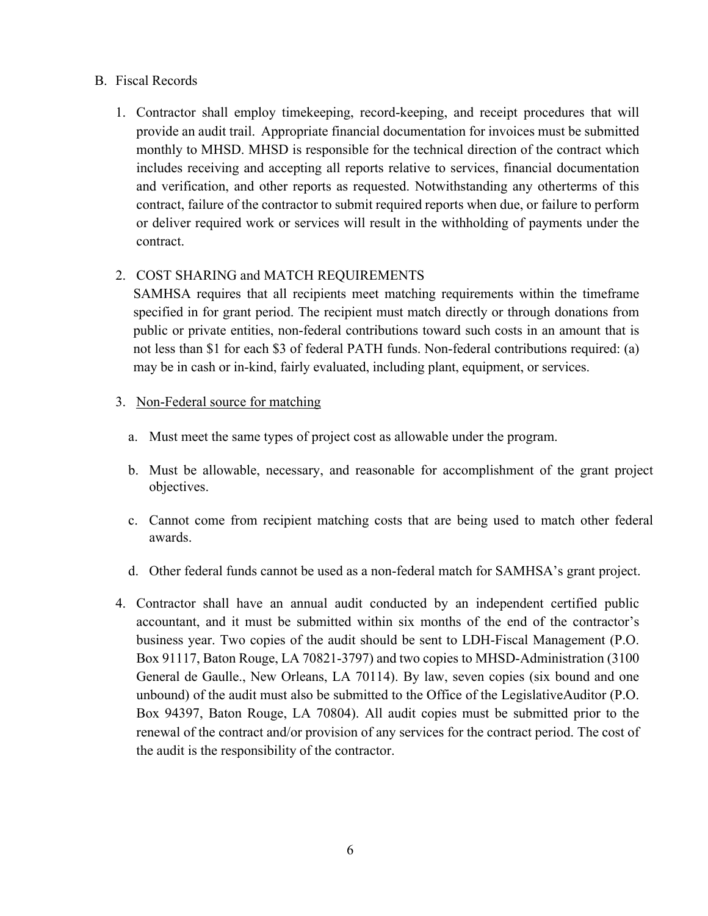B. Fiscal Records

1. Contractor shall employ timekeeping, record-keeping, and receipt procedures that will provide an audit trail. Appropriate financial documentation for invoices must be submitted monthly to MHSD. MHSD is responsible for the technical direction of the contract which includes receiving and accepting all reports relative to services, financial documentation and verification, and other reports as requested. Notwithstanding any otherterms of this contract, failure of the contractor to submit required reports when due, or failure to perform or deliver required work or services will result in the withholding of payments under the contract.

2. COST SHARING and MATCH REQUIREMENTS
   SAMHSA requires that all recipients meet matching requirements within the timeframe specified in for grant period. The recipient must match directly or through donations from public or private entities, non-federal contributions toward such costs in an amount that is not less than $1 for each $3 of federal PATH funds. Non-federal contributions required: (a) may be in cash or in-kind, fairly evaluated, including plant, equipment, or services.

3. <u>Non-Federal source for matching</u>

   a. Must meet the same types of project cost as allowable under the program.

   b. Must be allowable, necessary, and reasonable for accomplishment of the grant project objectives.

   c. Cannot come from recipient matching costs that are being used to match other federal awards.

   d. Other federal funds cannot be used as a non-federal match for SAMHSA's grant project.

4. Contractor shall have an annual audit conducted by an independent certified public accountant, and it must be submitted within six months of the end of the contractor's business year. Two copies of the audit should be sent to LDH-Fiscal Management (P.O. Box 91117, Baton Rouge, LA 70821-3797) and two copies to MHSD-Administration (3100 General de Gaulle., New Orleans, LA 70114). By law, seven copies (six bound and one unbound) of the audit must also be submitted to the Office of the LegislativeAuditor (P.O. Box 94397, Baton Rouge, LA 70804). All audit copies must be submitted prior to the renewal of the contract and/or provision of any services for the contract period. The cost of the audit is the responsibility of the contractor.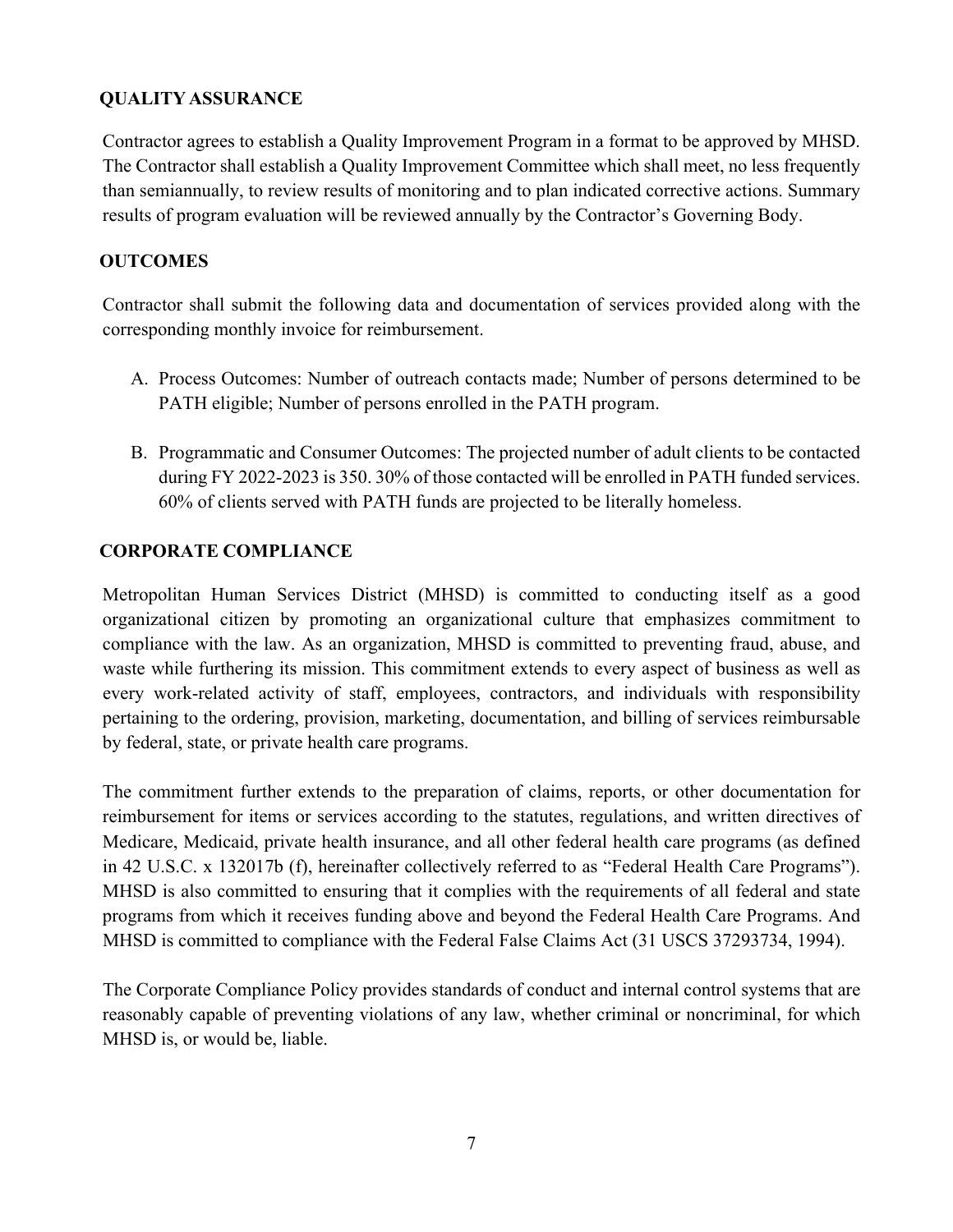**QUALITY ASSURANCE**

Contractor agrees to establish a Quality Improvement Program in a format to be approved by MHSD. The Contractor shall establish a Quality Improvement Committee which shall meet, no less frequently than semiannually, to review results of monitoring and to plan indicated corrective actions. Summary results of program evaluation will be reviewed annually by the Contractor's Governing Body.

**OUTCOMES**

Contractor shall submit the following data and documentation of services provided along with the corresponding monthly invoice for reimbursement.

A. Process Outcomes: Number of outreach contacts made; Number of persons determined to be PATH eligible; Number of persons enrolled in the PATH program.

B. Programmatic and Consumer Outcomes: The projected number of adult clients to be contacted during FY 2022-2023 is 350. 30% of those contacted will be enrolled in PATH funded services. 60% of clients served with PATH funds are projected to be literally homeless.

**CORPORATE COMPLIANCE**

Metropolitan Human Services District (MHSD) is committed to conducting itself as a good organizational citizen by promoting an organizational culture that emphasizes commitment to compliance with the law. As an organization, MHSD is committed to preventing fraud, abuse, and waste while furthering its mission. This commitment extends to every aspect of business as well as every work-related activity of staff, employees, contractors, and individuals with responsibility pertaining to the ordering, provision, marketing, documentation, and billing of services reimbursable by federal, state, or private health care programs.

The commitment further extends to the preparation of claims, reports, or other documentation for reimbursement for items or services according to the statutes, regulations, and written directives of Medicare, Medicaid, private health insurance, and all other federal health care programs (as defined in 42 U.S.C. x 132017b (f), hereinafter collectively referred to as "Federal Health Care Programs"). MHSD is also committed to ensuring that it complies with the requirements of all federal and state programs from which it receives funding above and beyond the Federal Health Care Programs. And MHSD is committed to compliance with the Federal False Claims Act (31 USCS 37293734, 1994).

The Corporate Compliance Policy provides standards of conduct and internal control systems that are reasonably capable of preventing violations of any law, whether criminal or noncriminal, for which MHSD is, or would be, liable.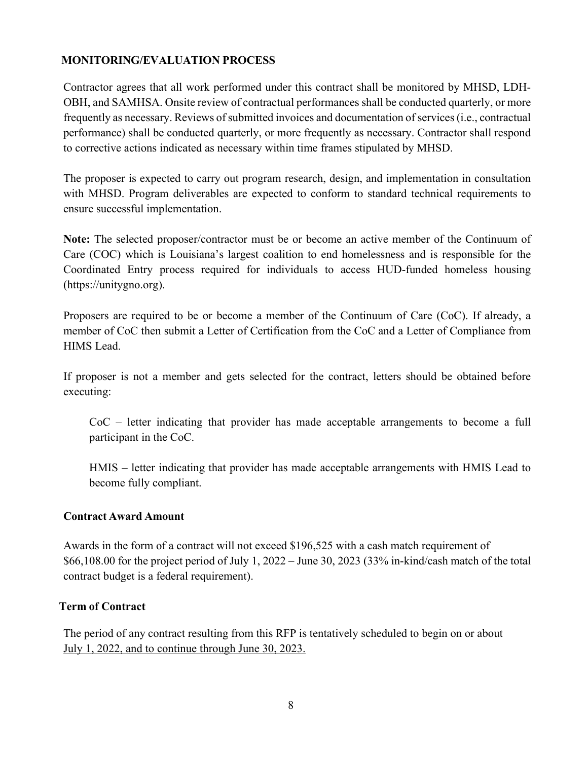**MONITORING/EVALUATION PROCESS**

Contractor agrees that all work performed under this contract shall be monitored by MHSD, LDH-OBH, and SAMHSA. Onsite review of contractual performances shall be conducted quarterly, or more frequently as necessary. Reviews of submitted invoices and documentation of services (i.e., contractual performance) shall be conducted quarterly, or more frequently as necessary. Contractor shall respond to corrective actions indicated as necessary within time frames stipulated by MHSD.

The proposer is expected to carry out program research, design, and implementation in consultation with MHSD. Program deliverables are expected to conform to standard technical requirements to ensure successful implementation.

**Note:** The selected proposer/contractor must be or become an active member of the Continuum of Care (COC) which is Louisiana's largest coalition to end homelessness and is responsible for the Coordinated Entry process required for individuals to access HUD-funded homeless housing (https://unitygno.org).

Proposers are required to be or become a member of the Continuum of Care (CoC). If already, a member of CoC then submit a Letter of Certification from the CoC and a Letter of Compliance from HIMS Lead.

If proposer is not a member and gets selected for the contract, letters should be obtained before executing:

> CoC – letter indicating that provider has made acceptable arrangements to become a full participant in the CoC.
>
> HMIS – letter indicating that provider has made acceptable arrangements with HMIS Lead to become fully compliant.

**Contract Award Amount**

Awards in the form of a contract will not exceed $196,525 with a cash match requirement of $66,108.00 for the project period of July 1, 2022 – June 30, 2023 (33% in-kind/cash match of the total contract budget is a federal requirement).

**Term of Contract**

The period of any contract resulting from this RFP is tentatively scheduled to begin on or about <u>July 1, 2022, and to continue through June 30, 2023.</u>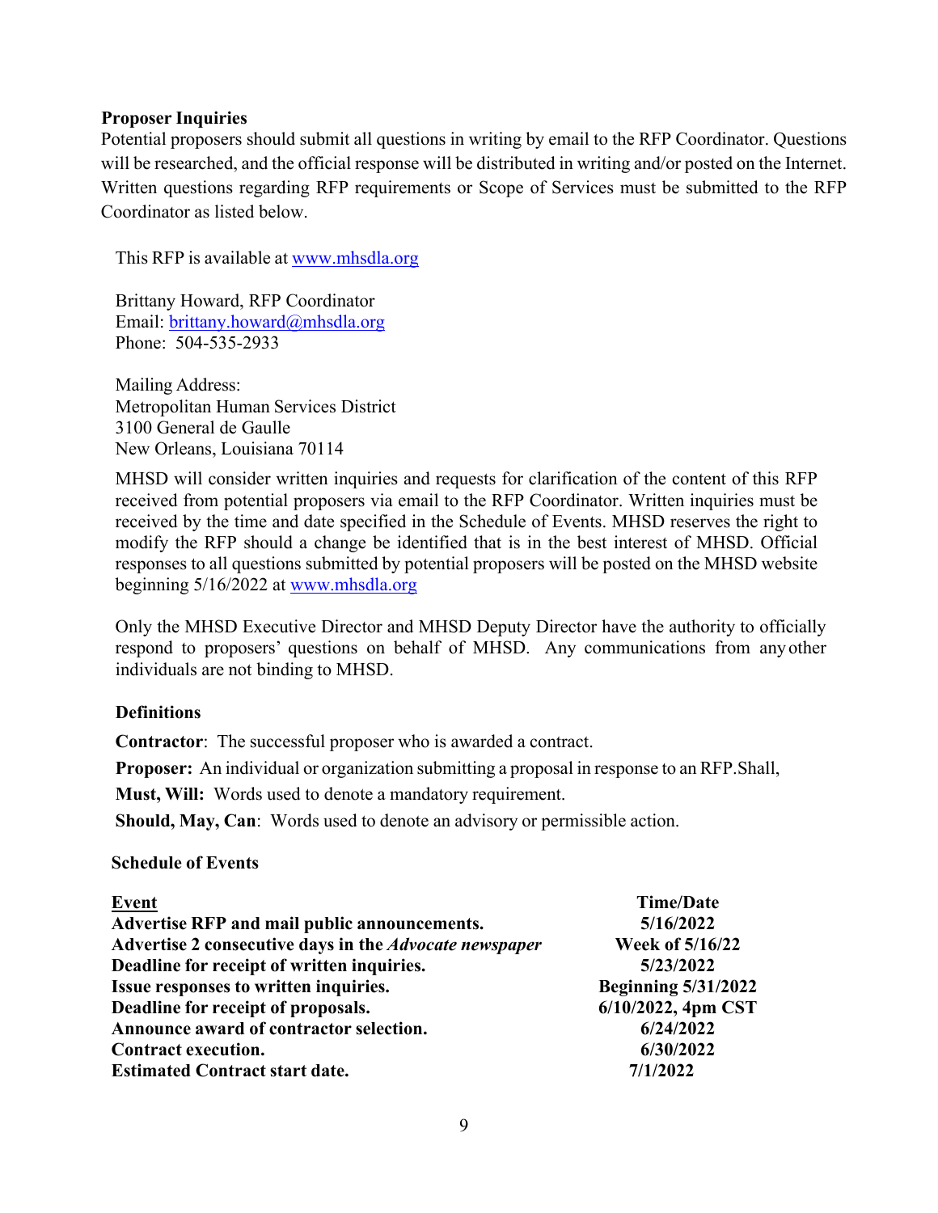**Proposer Inquiries**

Potential proposers should submit all questions in writing by email to the RFP Coordinator. Questions will be researched, and the official response will be distributed in writing and/or posted on the Internet. Written questions regarding RFP requirements or Scope of Services must be submitted to the RFP Coordinator as listed below.

This RFP is available at www.mhsdla.org

Brittany Howard, RFP Coordinator
Email: brittany.howard@mhsdla.org
Phone: 504-535-2933

Mailing Address:
Metropolitan Human Services District
3100 General de Gaulle
New Orleans, Louisiana 70114

MHSD will consider written inquiries and requests for clarification of the content of this RFP received from potential proposers via email to the RFP Coordinator. Written inquiries must be received by the time and date specified in the Schedule of Events. MHSD reserves the right to modify the RFP should a change be identified that is in the best interest of MHSD. Official responses to all questions submitted by potential proposers will be posted on the MHSD website beginning 5/16/2022 at www.mhsdla.org

Only the MHSD Executive Director and MHSD Deputy Director have the authority to officially respond to proposers' questions on behalf of MHSD. Any communications from any other individuals are not binding to MHSD.

**Definitions**

**Contractor**: The successful proposer who is awarded a contract.

**Proposer:** An individual or organization submitting a proposal in response to an RFP.Shall,

**Must, Will:** Words used to denote a mandatory requirement.

**Should, May, Can**: Words used to denote an advisory or permissible action.

**Schedule of Events**

| Event | Time/Date |
| --- | --- |
| **Advertise RFP and mail public announcements.** | **5/16/2022** |
| **Advertise 2 consecutive days in the *Advocate newspaper*** | **Week of 5/16/22** |
| **Deadline for receipt of written inquiries.** | **5/23/2022** |
| **Issue responses to written inquiries.** | **Beginning 5/31/2022** |
| **Deadline for receipt of proposals.** | **6/10/2022, 4pm CST** |
| **Announce award of contractor selection.** | **6/24/2022** |
| **Contract execution.** | **6/30/2022** |
| **Estimated Contract start date.** | **7/1/2022** |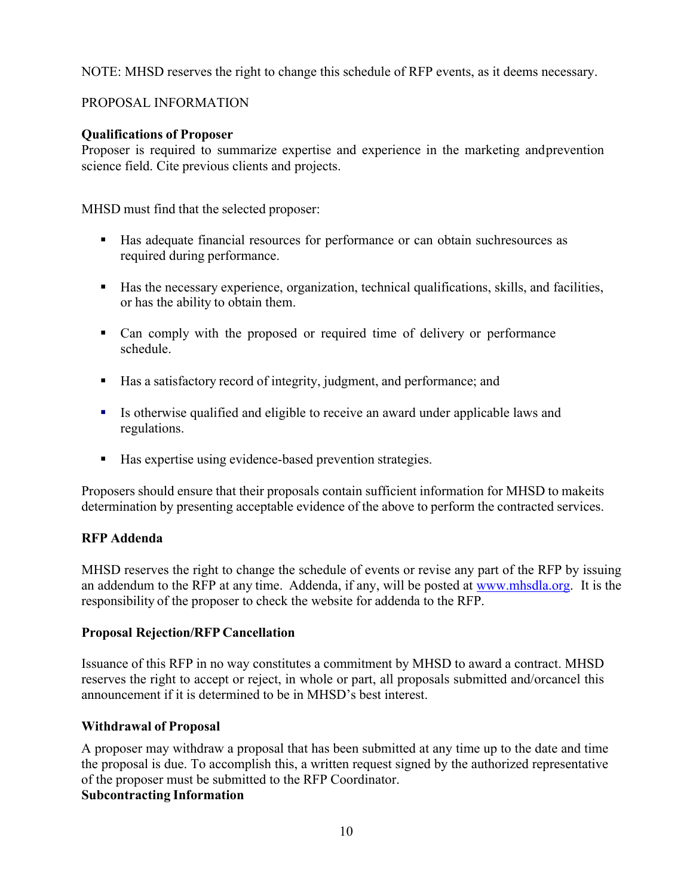NOTE: MHSD reserves the right to change this schedule of RFP events, as it deems necessary.

PROPOSAL INFORMATION

**Qualifications of Proposer**

Proposer is required to summarize expertise and experience in the marketing andprevention science field. Cite previous clients and projects.

MHSD must find that the selected proposer:

- Has adequate financial resources for performance or can obtain suchresources as required during performance.
- Has the necessary experience, organization, technical qualifications, skills, and facilities, or has the ability to obtain them.
- Can comply with the proposed or required time of delivery or performance schedule.
- Has a satisfactory record of integrity, judgment, and performance; and
- Is otherwise qualified and eligible to receive an award under applicable laws and regulations.
- Has expertise using evidence-based prevention strategies.

Proposers should ensure that their proposals contain sufficient information for MHSD to makeits determination by presenting acceptable evidence of the above to perform the contracted services.

**RFP Addenda**

MHSD reserves the right to change the schedule of events or revise any part of the RFP by issuing an addendum to the RFP at any time. Addenda, if any, will be posted at www.mhsdla.org. It is the responsibility of the proposer to check the website for addenda to the RFP.

**Proposal Rejection/RFP Cancellation**

Issuance of this RFP in no way constitutes a commitment by MHSD to award a contract. MHSD reserves the right to accept or reject, in whole or part, all proposals submitted and/orcancel this announcement if it is determined to be in MHSD's best interest.

**Withdrawal of Proposal**

A proposer may withdraw a proposal that has been submitted at any time up to the date and time the proposal is due. To accomplish this, a written request signed by the authorized representative of the proposer must be submitted to the RFP Coordinator.

**Subcontracting Information**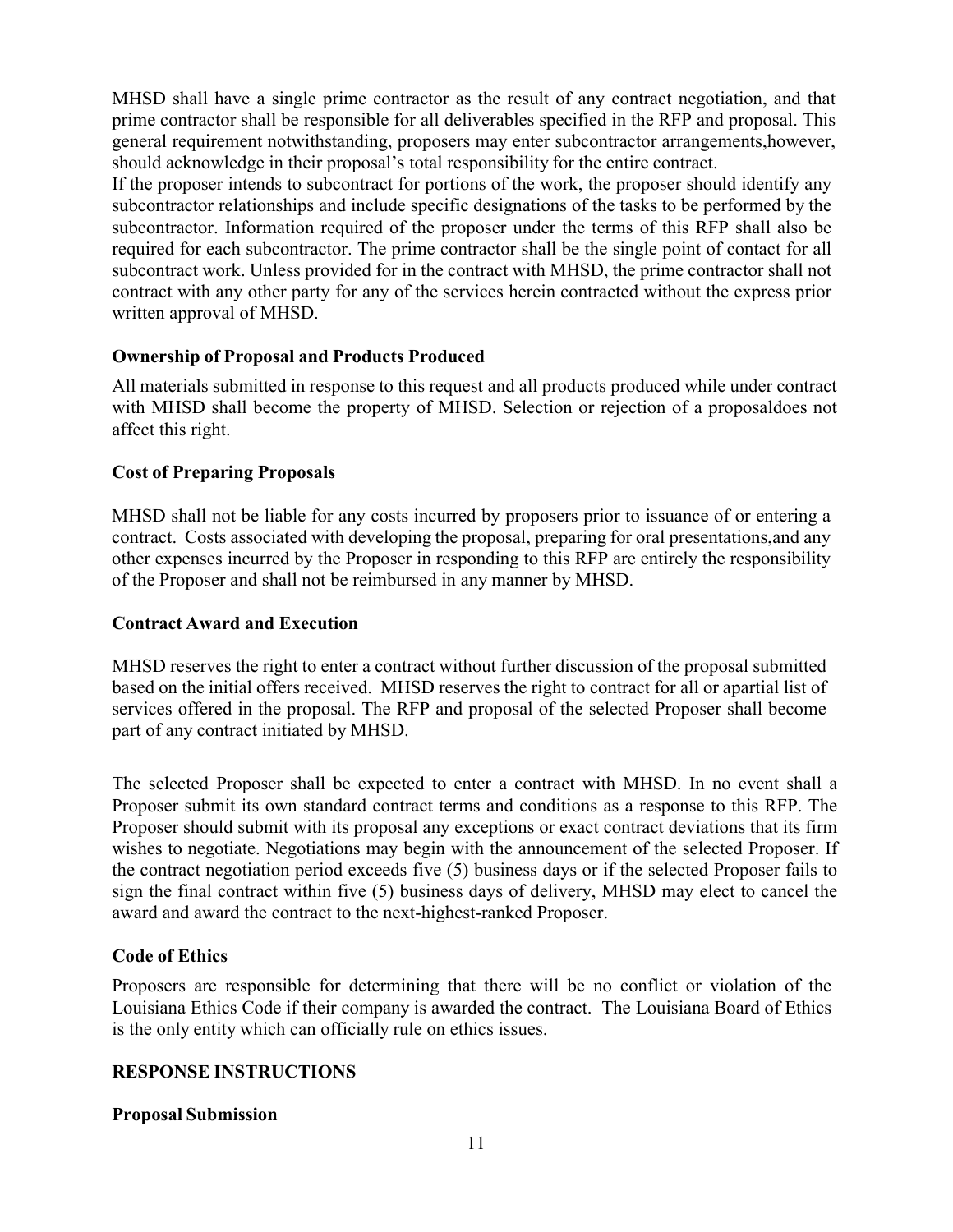MHSD shall have a single prime contractor as the result of any contract negotiation, and that prime contractor shall be responsible for all deliverables specified in the RFP and proposal. This general requirement notwithstanding, proposers may enter subcontractor arrangements,however, should acknowledge in their proposal's total responsibility for the entire contract.

If the proposer intends to subcontract for portions of the work, the proposer should identify any subcontractor relationships and include specific designations of the tasks to be performed by the subcontractor. Information required of the proposer under the terms of this RFP shall also be required for each subcontractor. The prime contractor shall be the single point of contact for all subcontract work. Unless provided for in the contract with MHSD, the prime contractor shall not contract with any other party for any of the services herein contracted without the express prior written approval of MHSD.

**Ownership of Proposal and Products Produced**

All materials submitted in response to this request and all products produced while under contract with MHSD shall become the property of MHSD. Selection or rejection of a proposaldoes not affect this right.

**Cost of Preparing Proposals**

MHSD shall not be liable for any costs incurred by proposers prior to issuance of or entering a contract. Costs associated with developing the proposal, preparing for oral presentations,and any other expenses incurred by the Proposer in responding to this RFP are entirely the responsibility of the Proposer and shall not be reimbursed in any manner by MHSD.

**Contract Award and Execution**

MHSD reserves the right to enter a contract without further discussion of the proposal submitted based on the initial offers received. MHSD reserves the right to contract for all or apartial list of services offered in the proposal. The RFP and proposal of the selected Proposer shall become part of any contract initiated by MHSD.

The selected Proposer shall be expected to enter a contract with MHSD. In no event shall a Proposer submit its own standard contract terms and conditions as a response to this RFP. The Proposer should submit with its proposal any exceptions or exact contract deviations that its firm wishes to negotiate. Negotiations may begin with the announcement of the selected Proposer. If the contract negotiation period exceeds five (5) business days or if the selected Proposer fails to sign the final contract within five (5) business days of delivery, MHSD may elect to cancel the award and award the contract to the next-highest-ranked Proposer.

**Code of Ethics**

Proposers are responsible for determining that there will be no conflict or violation of the Louisiana Ethics Code if their company is awarded the contract. The Louisiana Board of Ethics is the only entity which can officially rule on ethics issues.

**RESPONSE INSTRUCTIONS**

**Proposal Submission**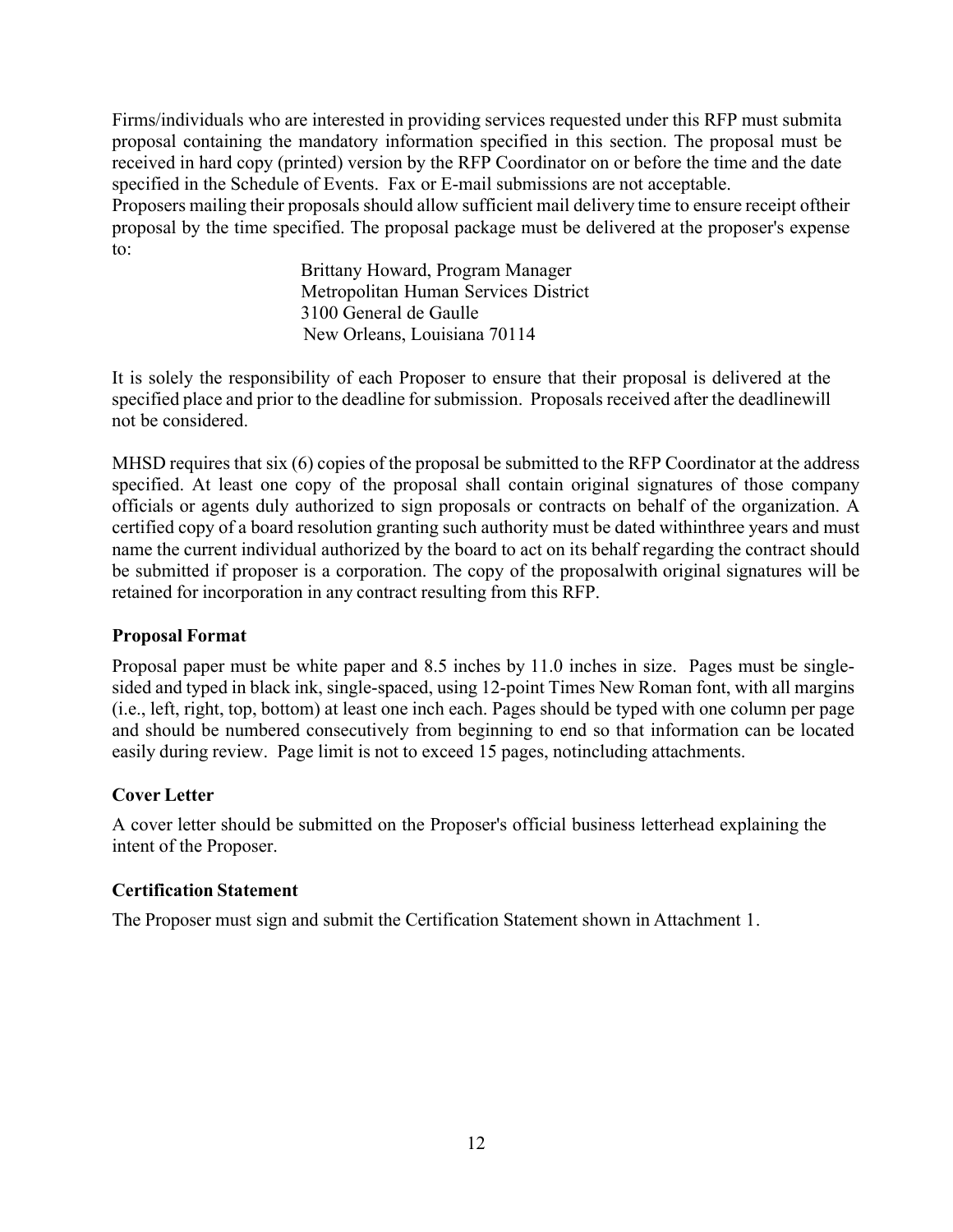Firms/individuals who are interested in providing services requested under this RFP must submita proposal containing the mandatory information specified in this section. The proposal must be received in hard copy (printed) version by the RFP Coordinator on or before the time and the date specified in the Schedule of Events. Fax or E-mail submissions are not acceptable.

Proposers mailing their proposals should allow sufficient mail delivery time to ensure receipt oftheir proposal by the time specified. The proposal package must be delivered at the proposer's expense to:

Brittany Howard, Program Manager
Metropolitan Human Services District
3100 General de Gaulle
New Orleans, Louisiana 70114

It is solely the responsibility of each Proposer to ensure that their proposal is delivered at the specified place and prior to the deadline for submission. Proposals received after the deadlinewill not be considered.

MHSD requires that six (6) copies of the proposal be submitted to the RFP Coordinator at the address specified. At least one copy of the proposal shall contain original signatures of those company officials or agents duly authorized to sign proposals or contracts on behalf of the organization. A certified copy of a board resolution granting such authority must be dated withinthree years and must name the current individual authorized by the board to act on its behalf regarding the contract should be submitted if proposer is a corporation. The copy of the proposalwith original signatures will be retained for incorporation in any contract resulting from this RFP.

**Proposal Format**

Proposal paper must be white paper and 8.5 inches by 11.0 inches in size. Pages must be single-sided and typed in black ink, single-spaced, using 12-point Times New Roman font, with all margins (i.e., left, right, top, bottom) at least one inch each. Pages should be typed with one column per page and should be numbered consecutively from beginning to end so that information can be located easily during review. Page limit is not to exceed 15 pages, notincluding attachments.

**Cover Letter**

A cover letter should be submitted on the Proposer's official business letterhead explaining the intent of the Proposer.

**Certification Statement**

The Proposer must sign and submit the Certification Statement shown in Attachment 1.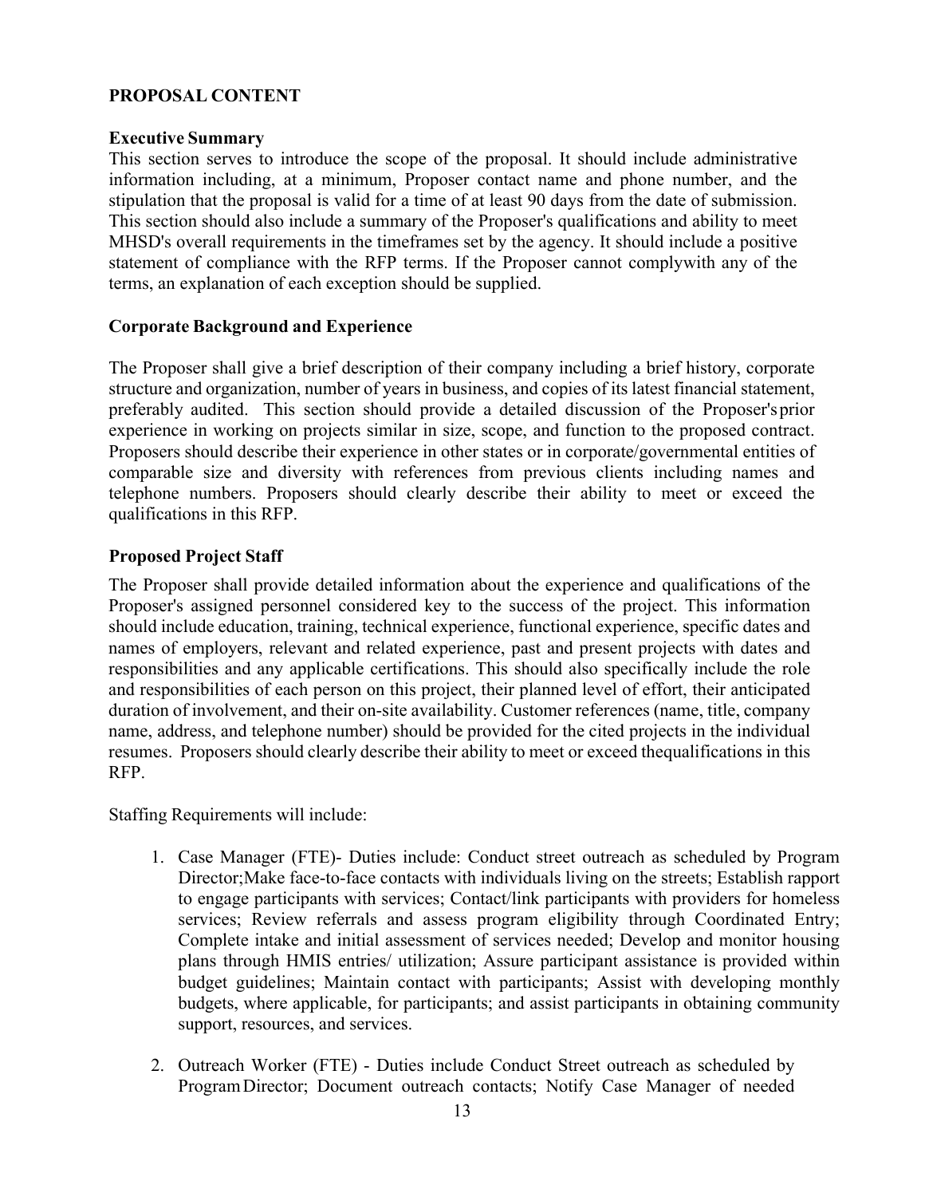## PROPOSAL CONTENT

### Executive Summary

This section serves to introduce the scope of the proposal. It should include administrative information including, at a minimum, Proposer contact name and phone number, and the stipulation that the proposal is valid for a time of at least 90 days from the date of submission. This section should also include a summary of the Proposer's qualifications and ability to meet MHSD's overall requirements in the timeframes set by the agency. It should include a positive statement of compliance with the RFP terms. If the Proposer cannot complywith any of the terms, an explanation of each exception should be supplied.

### Corporate Background and Experience

The Proposer shall give a brief description of their company including a brief history, corporate structure and organization, number of years in business, and copies of its latest financial statement, preferably audited. This section should provide a detailed discussion of the Proposer'sprior experience in working on projects similar in size, scope, and function to the proposed contract. Proposers should describe their experience in other states or in corporate/governmental entities of comparable size and diversity with references from previous clients including names and telephone numbers. Proposers should clearly describe their ability to meet or exceed the qualifications in this RFP.

### Proposed Project Staff

The Proposer shall provide detailed information about the experience and qualifications of the Proposer's assigned personnel considered key to the success of the project. This information should include education, training, technical experience, functional experience, specific dates and names of employers, relevant and related experience, past and present projects with dates and responsibilities and any applicable certifications. This should also specifically include the role and responsibilities of each person on this project, their planned level of effort, their anticipated duration of involvement, and their on-site availability. Customer references (name, title, company name, address, and telephone number) should be provided for the cited projects in the individual resumes. Proposers should clearly describe their ability to meet or exceed thequalifications in this RFP.

Staffing Requirements will include:

1. Case Manager (FTE)- Duties include: Conduct street outreach as scheduled by Program Director;Make face-to-face contacts with individuals living on the streets; Establish rapport to engage participants with services; Contact/link participants with providers for homeless services; Review referrals and assess program eligibility through Coordinated Entry; Complete intake and initial assessment of services needed; Develop and monitor housing plans through HMIS entries/ utilization; Assure participant assistance is provided within budget guidelines; Maintain contact with participants; Assist with developing monthly budgets, where applicable, for participants; and assist participants in obtaining community support, resources, and services.

2. Outreach Worker (FTE) - Duties include Conduct Street outreach as scheduled by Program Director; Document outreach contacts; Notify Case Manager of needed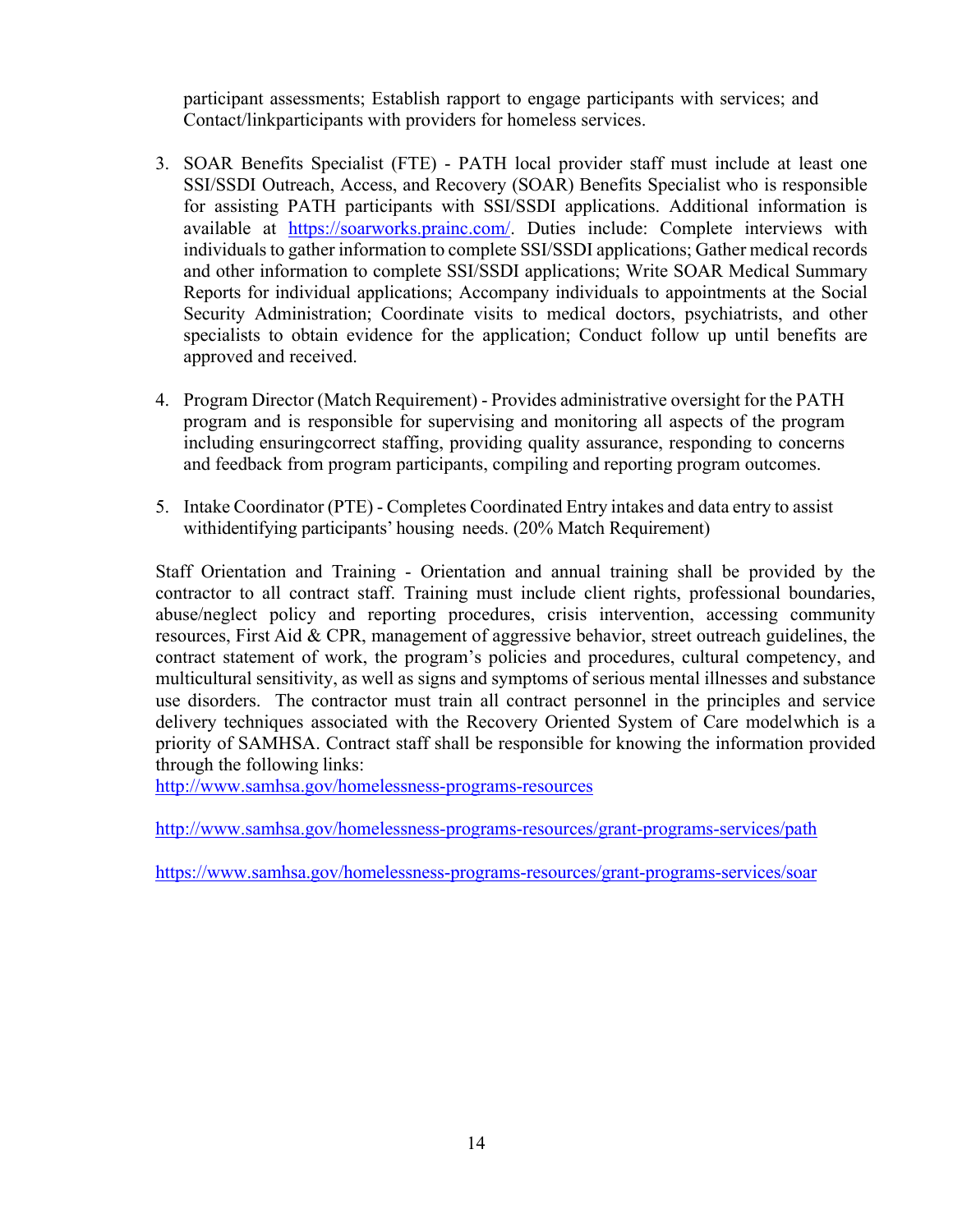participant assessments; Establish rapport to engage participants with services; and Contact/linkparticipants with providers for homeless services.

3. SOAR Benefits Specialist (FTE) - PATH local provider staff must include at least one SSI/SSDI Outreach, Access, and Recovery (SOAR) Benefits Specialist who is responsible for assisting PATH participants with SSI/SSDI applications. Additional information is available at https://soarworks.prainc.com/. Duties include: Complete interviews with individuals to gather information to complete SSI/SSDI applications; Gather medical records and other information to complete SSI/SSDI applications; Write SOAR Medical Summary Reports for individual applications; Accompany individuals to appointments at the Social Security Administration; Coordinate visits to medical doctors, psychiatrists, and other specialists to obtain evidence for the application; Conduct follow up until benefits are approved and received.

4. Program Director (Match Requirement) - Provides administrative oversight for the PATH program and is responsible for supervising and monitoring all aspects of the program including ensuringcorrect staffing, providing quality assurance, responding to concerns and feedback from program participants, compiling and reporting program outcomes.

5. Intake Coordinator (PTE) - Completes Coordinated Entry intakes and data entry to assist withidentifying participants' housing needs. (20% Match Requirement)

Staff Orientation and Training - Orientation and annual training shall be provided by the contractor to all contract staff. Training must include client rights, professional boundaries, abuse/neglect policy and reporting procedures, crisis intervention, accessing community resources, First Aid & CPR, management of aggressive behavior, street outreach guidelines, the contract statement of work, the program's policies and procedures, cultural competency, and multicultural sensitivity, as well as signs and symptoms of serious mental illnesses and substance use disorders. The contractor must train all contract personnel in the principles and service delivery techniques associated with the Recovery Oriented System of Care modelwhich is a priority of SAMHSA. Contract staff shall be responsible for knowing the information provided through the following links:
http://www.samhsa.gov/homelessness-programs-resources

http://www.samhsa.gov/homelessness-programs-resources/grant-programs-services/path

https://www.samhsa.gov/homelessness-programs-resources/grant-programs-services/soar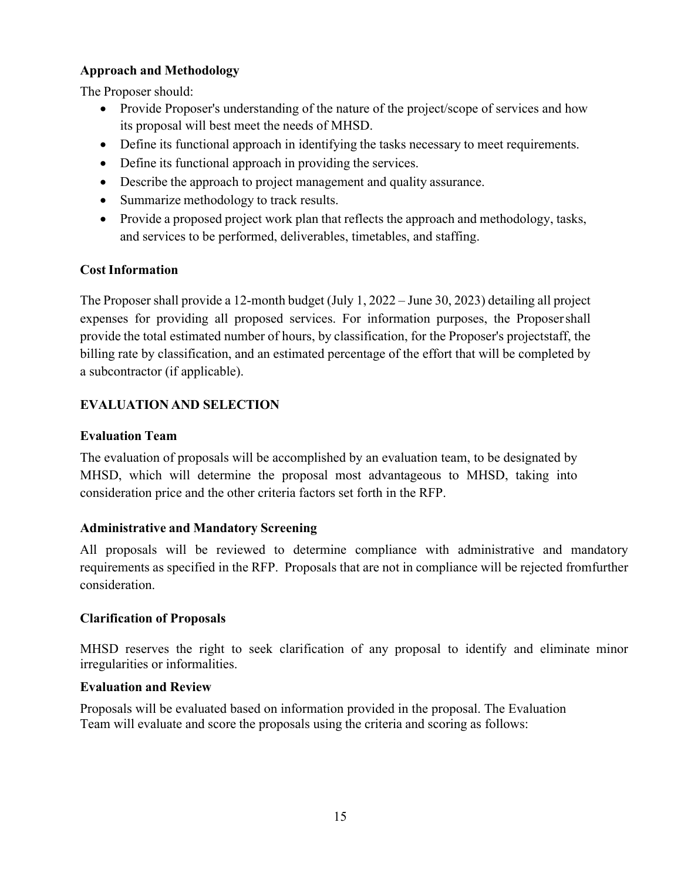**Approach and Methodology**

The Proposer should:

- Provide Proposer's understanding of the nature of the project/scope of services and how its proposal will best meet the needs of MHSD.
- Define its functional approach in identifying the tasks necessary to meet requirements.
- Define its functional approach in providing the services.
- Describe the approach to project management and quality assurance.
- Summarize methodology to track results.
- Provide a proposed project work plan that reflects the approach and methodology, tasks, and services to be performed, deliverables, timetables, and staffing.

**Cost Information**

The Proposer shall provide a 12-month budget (July 1, 2022 – June 30, 2023) detailing all project expenses for providing all proposed services. For information purposes, the Proposer shall provide the total estimated number of hours, by classification, for the Proposer's projectstaff, the billing rate by classification, and an estimated percentage of the effort that will be completed by a subcontractor (if applicable).

## EVALUATION AND SELECTION

**Evaluation Team**

The evaluation of proposals will be accomplished by an evaluation team, to be designated by MHSD, which will determine the proposal most advantageous to MHSD, taking into consideration price and the other criteria factors set forth in the RFP.

**Administrative and Mandatory Screening**

All proposals will be reviewed to determine compliance with administrative and mandatory requirements as specified in the RFP. Proposals that are not in compliance will be rejected fromfurther consideration.

**Clarification of Proposals**

MHSD reserves the right to seek clarification of any proposal to identify and eliminate minor irregularities or informalities.

**Evaluation and Review**

Proposals will be evaluated based on information provided in the proposal. The Evaluation Team will evaluate and score the proposals using the criteria and scoring as follows: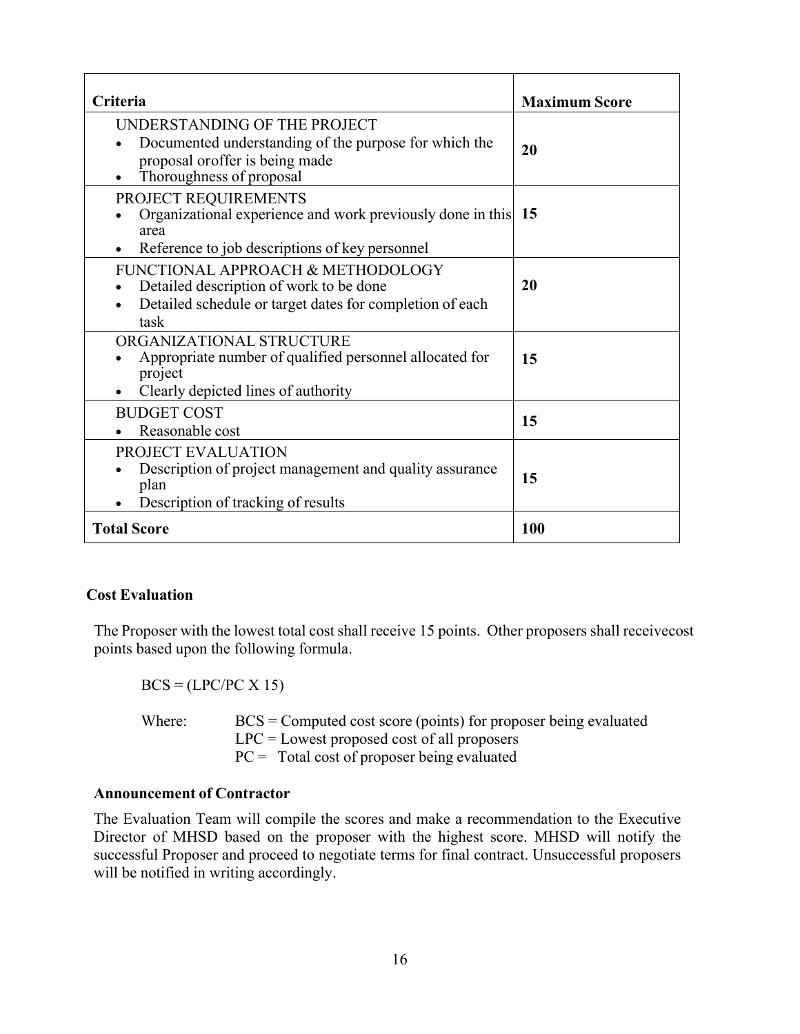| Criteria | Maximum Score |
|---|---|
| UNDERSTANDING OF THE PROJECT<br>• Documented understanding of the purpose for which the proposal oroffer is being made<br>• Thoroughness of proposal | 20 |
| PROJECT REQUIREMENTS<br>• Organizational experience and work previously done in this area<br>• Reference to job descriptions of key personnel | 15 |
| FUNCTIONAL APPROACH & METHODOLOGY<br>• Detailed description of work to be done<br>• Detailed schedule or target dates for completion of each task | 20 |
| ORGANIZATIONAL STRUCTURE<br>• Appropriate number of qualified personnel allocated for project<br>• Clearly depicted lines of authority | 15 |
| BUDGET COST<br>• Reasonable cost | 15 |
| PROJECT EVALUATION<br>• Description of project management and quality assurance plan<br>• Description of tracking of results | 15 |
| **Total Score** | **100** |

**Cost Evaluation**

The Proposer with the lowest total cost shall receive 15 points. Other proposers shall receivecost points based upon the following formula.

BCS = (LPC/PC X 15)

Where: BCS = Computed cost score (points) for proposer being evaluated
LPC = Lowest proposed cost of all proposers
PC = Total cost of proposer being evaluated

**Announcement of Contractor**

The Evaluation Team will compile the scores and make a recommendation to the Executive Director of MHSD based on the proposer with the highest score. MHSD will notify the successful Proposer and proceed to negotiate terms for final contract. Unsuccessful proposers will be notified in writing accordingly.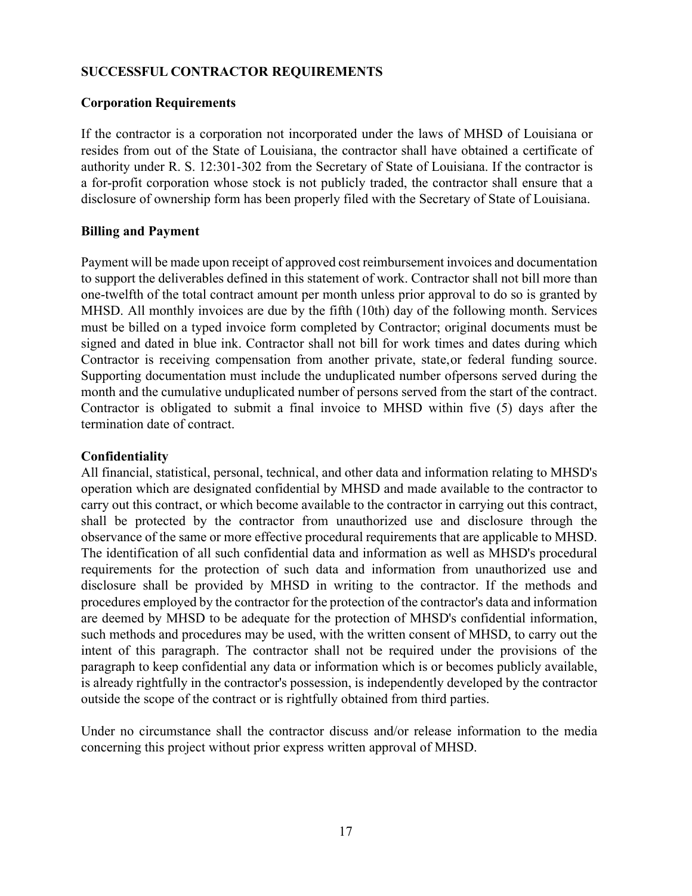## SUCCESSFUL CONTRACTOR REQUIREMENTS

### Corporation Requirements

If the contractor is a corporation not incorporated under the laws of MHSD of Louisiana or resides from out of the State of Louisiana, the contractor shall have obtained a certificate of authority under R. S. 12:301-302 from the Secretary of State of Louisiana. If the contractor is a for-profit corporation whose stock is not publicly traded, the contractor shall ensure that a disclosure of ownership form has been properly filed with the Secretary of State of Louisiana.

### Billing and Payment

Payment will be made upon receipt of approved cost reimbursement invoices and documentation to support the deliverables defined in this statement of work. Contractor shall not bill more than one-twelfth of the total contract amount per month unless prior approval to do so is granted by MHSD. All monthly invoices are due by the fifth (10th) day of the following month. Services must be billed on a typed invoice form completed by Contractor; original documents must be signed and dated in blue ink. Contractor shall not bill for work times and dates during which Contractor is receiving compensation from another private, state,or federal funding source. Supporting documentation must include the unduplicated number ofpersons served during the month and the cumulative unduplicated number of persons served from the start of the contract. Contractor is obligated to submit a final invoice to MHSD within five (5) days after the termination date of contract.

### Confidentiality

All financial, statistical, personal, technical, and other data and information relating to MHSD's operation which are designated confidential by MHSD and made available to the contractor to carry out this contract, or which become available to the contractor in carrying out this contract, shall be protected by the contractor from unauthorized use and disclosure through the observance of the same or more effective procedural requirements that are applicable to MHSD. The identification of all such confidential data and information as well as MHSD's procedural requirements for the protection of such data and information from unauthorized use and disclosure shall be provided by MHSD in writing to the contractor. If the methods and procedures employed by the contractor for the protection of the contractor's data and information are deemed by MHSD to be adequate for the protection of MHSD's confidential information, such methods and procedures may be used, with the written consent of MHSD, to carry out the intent of this paragraph. The contractor shall not be required under the provisions of the paragraph to keep confidential any data or information which is or becomes publicly available, is already rightfully in the contractor's possession, is independently developed by the contractor outside the scope of the contract or is rightfully obtained from third parties.

Under no circumstance shall the contractor discuss and/or release information to the media concerning this project without prior express written approval of MHSD.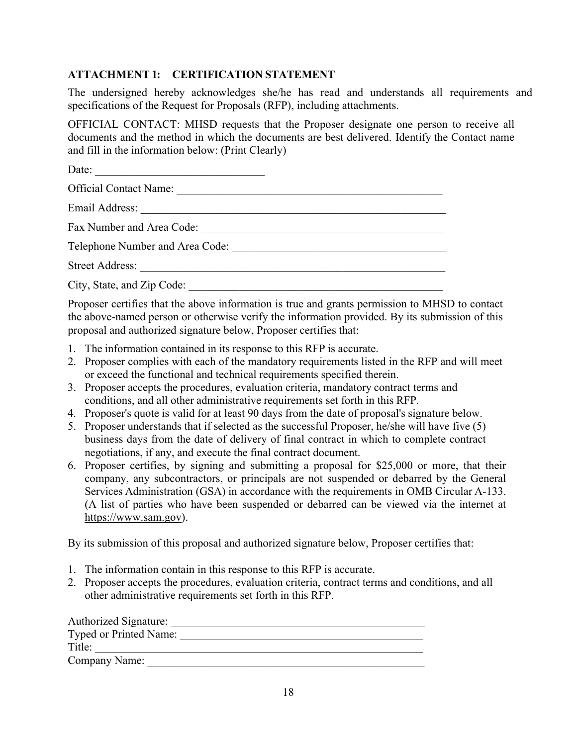## ATTACHMENT 1: CERTIFICATION STATEMENT

The undersigned hereby acknowledges she/he has read and understands all requirements and specifications of the Request for Proposals (RFP), including attachments.

OFFICIAL CONTACT: MHSD requests that the Proposer designate one person to receive all documents and the method in which the documents are best delivered. Identify the Contact name and fill in the information below: (Print Clearly)

Date: ______________________________

Official Contact Name: __________________________________________________

Email Address: ________________________________________________________

Fax Number and Area Code: ____________________________________________

Telephone Number and Area Code: _______________________________________

Street Address: _______________________________________________________

City, State, and Zip Code: ______________________________________________

Proposer certifies that the above information is true and grants permission to MHSD to contact the above-named person or otherwise verify the information provided. By its submission of this proposal and authorized signature below, Proposer certifies that:

1. The information contained in its response to this RFP is accurate.
2. Proposer complies with each of the mandatory requirements listed in the RFP and will meet or exceed the functional and technical requirements specified therein.
3. Proposer accepts the procedures, evaluation criteria, mandatory contract terms and conditions, and all other administrative requirements set forth in this RFP.
4. Proposer's quote is valid for at least 90 days from the date of proposal's signature below.
5. Proposer understands that if selected as the successful Proposer, he/she will have five (5) business days from the date of delivery of final contract in which to complete contract negotiations, if any, and execute the final contract document.
6. Proposer certifies, by signing and submitting a proposal for $25,000 or more, that their company, any subcontractors, or principals are not suspended or debarred by the General Services Administration (GSA) in accordance with the requirements in OMB Circular A-133. (A list of parties who have been suspended or debarred can be viewed via the internet at https://www.sam.gov).

By its submission of this proposal and authorized signature below, Proposer certifies that:

1. The information contain in this response to this RFP is accurate.
2. Proposer accepts the procedures, evaluation criteria, contract terms and conditions, and all other administrative requirements set forth in this RFP.

Authorized Signature: _______________________________________________

Typed or Printed Name: ______________________________________________

Title: ______________________________________________________________

Company Name: ____________________________________________________